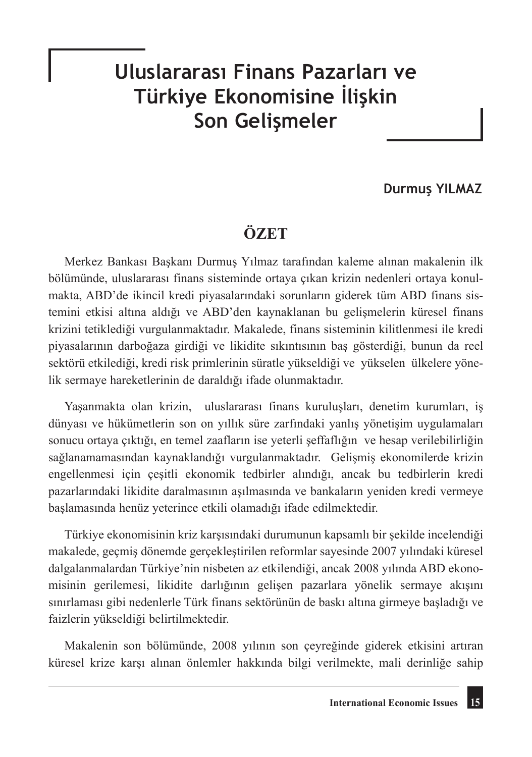# Uluslararası Finans Pazarları ve Türkiye Ekonomisine İlişkin Son Gelişmeler

**Durmuş YILMAZ**

## ÖZET

Merkez Bankası Başkanı Durmuş Yılmaz tarafından kaleme alınan makalenin ilk bölümünde, uluslararası finans sisteminde ortaya çıkan krizin nedenleri ortaya konulmakta, ABD'de ikincil kredi piyasalarındaki sorunların giderek tüm ABD finans sistemini etkisi altına aldığı ve ABD'den kaynaklanan bu gelişmelerin küresel finans krizini tetiklediği vurgulanmaktadır. Makalede, finans sisteminin kilitlenmesi ile kredi piyasalarının darboğaza girdiği ve likidite sıkıntısının baş gösterdiği, bunun da reel sektörü etkilediği, kredi risk primlerinin süratle yükseldiği ve yükselen ülkelere yönelik sermaye hareketlerinin de daraldığı ifade olunmaktadır.

Yaşanmakta olan krizin, uluslararası finans kuruluşları, denetim kurumları, iş dünyası ve hükümetlerin son on yıllık süre zarfındaki yanlış yönetişim uygulamaları sonucu ortaya çıktığı, en temel zaafların ise yeterli şeffaflığın ve hesap verilebilirliğin sağlanamamasından kaynaklandığı vurgulanmaktadır. Gelişmiş ekonomilerde krizin engellenmesi için çeşitli ekonomik tedbirler alındığı, ancak bu tedbirlerin kredi pazarlarındaki likidite daralmasının aşılmasında ve bankaların yeniden kredi vermeye başlamasında henüz yeterince etkili olamadığı ifade edilmektedir.

Türkiye ekonomisinin kriz karşısındaki durumunun kapsamlı bir şekilde incelendiği makalede, geçmiş dönemde gerçekleştirilen reformlar sayesinde 2007 yılındaki küresel dalgalanmalardan Türkiye'nin nisbeten az etkilendiği, ancak 2008 yılında ABD ekonomisinin gerilemesi, likidite darlığının gelişen pazarlara yönelik sermaye akışını sınırlaması gibi nedenlerle Türk finans sektörünün de baskı altına girmeye başladığı ve faizlerin yükseldiği belirtilmektedir.

Makalenin son bölümünde, 2008 yılının son çeyreğinde giderek etkisini artıran küresel krize karşı alınan önlemler hakkında bilgi verilmekte, mali derinliğe sahip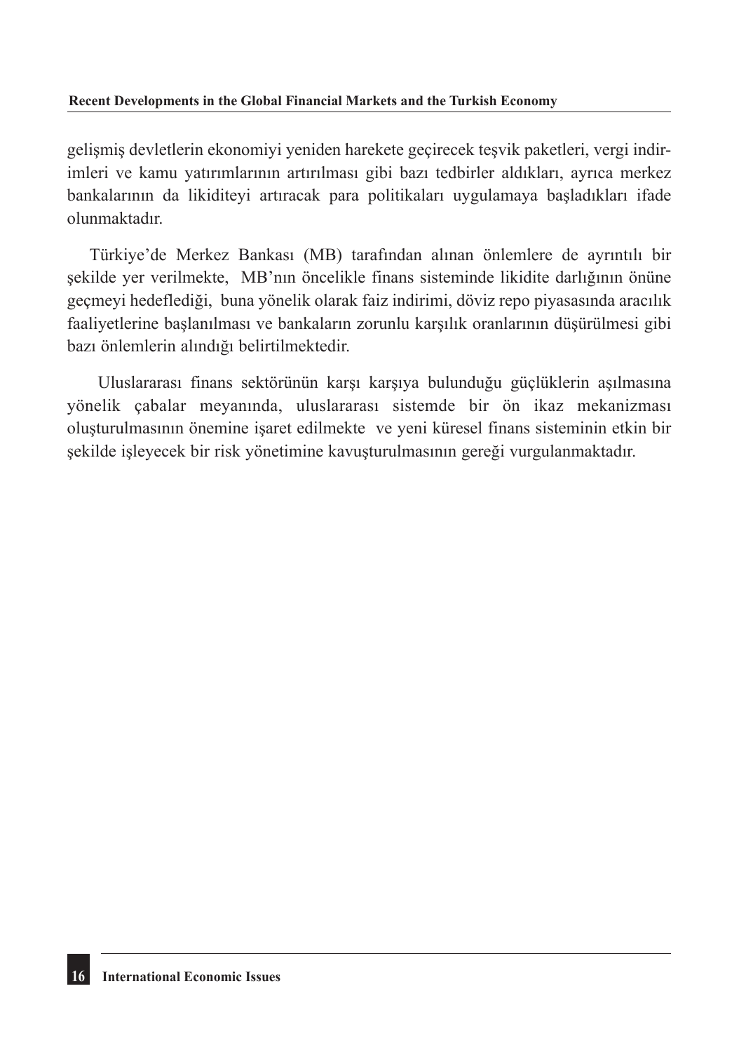gelişmiş devletlerin ekonomiyi yeniden harekete geçirecek teşvik paketleri, vergi indirimleri ve kamu yatırımlarının artırılması gibi bazı tedbirler aldıkları, ayrıca merkez bankalarının da likiditeyi artıracak para politikaları uygulamaya başladıkları ifade olunmaktadır.

Türkiye'de Merkez Bankası (MB) tarafından alınan önlemlere de ayrıntılı bir şekilde yer verilmekte, MB'nın öncelikle finans sisteminde likidite darlığının önüne geçmeyi hedeflediği, buna yönelik olarak faiz indirimi, döviz repo piyasasında aracılık faaliyetlerine başlanılması ve bankaların zorunlu karşılık oranlarının düşürülmesi gibi bazı önlemlerin alındığı belirtilmektedir.

Uluslararası finans sektörünün karşı karşıya bulunduğu güçlüklerin aşılmasına yönelik çabalar meyanında, uluslararası sistemde bir ön ikaz mekanizması oluşturulmasının önemine işaret edilmekte ve yeni küresel finans sisteminin etkin bir şekilde işleyecek bir risk yönetimine kavuşturulmasının gereği vurgulanmaktadır.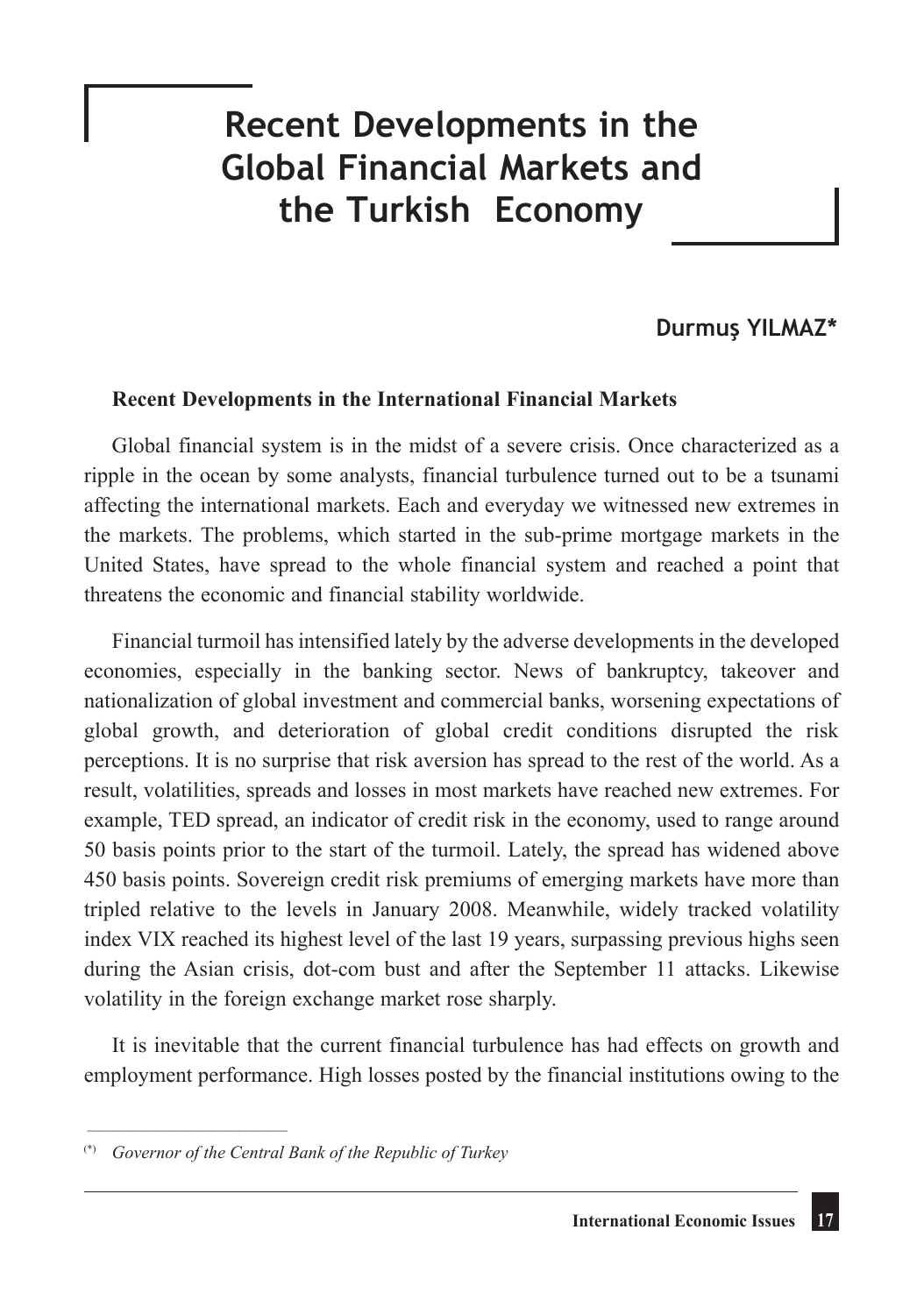# Recent Developments in the Global Financial Markets and the Turkish Economy

**Durmuş YILMAZ***

**Recent Developments in the International Financial Markets**

Global financial system is in the midst of a severe crisis. Once characterized as a ripple in the ocean by some analysts, financial turbulence turned out to be a tsunami affecting the international markets. Each and everyday we witnessed new extremes in the markets. The problems, which started in the sub-prime mortgage markets in the United States, have spread to the whole financial system and reached a point that threatens the economic and financial stability worldwide.

Financial turmoil has intensified lately by the adverse developments in the developed economies, especially in the banking sector. News of bankruptcy, takeover and nationalization of global investment and commercial banks, worsening expectations of global growth, and deterioration of global credit conditions disrupted the risk perceptions. It is no surprise that risk aversion has spread to the rest of the world. As a result, volatilities, spreads and losses in most markets have reached new extremes. For example, TED spread, an indicator of credit risk in the economy, used to range around 50 basis points prior to the start of the turmoil. Lately, the spread has widened above 450 basis points. Sovereign credit risk premiums of emerging markets have more than tripled relative to the levels in January 2008. Meanwhile, widely tracked volatility index VIX reached its highest level of the last 19 years, surpassing previous highs seen during the Asian crisis, dot-com bust and after the September 11 attacks. Likewise volatility in the foreign exchange market rose sharply.

It is inevitable that the current financial turbulence has had effects on growth and employment performance. High losses posted by the financial institutions owing to the

---

(*) *Governor of the Central Bank of the Republic of Turkey*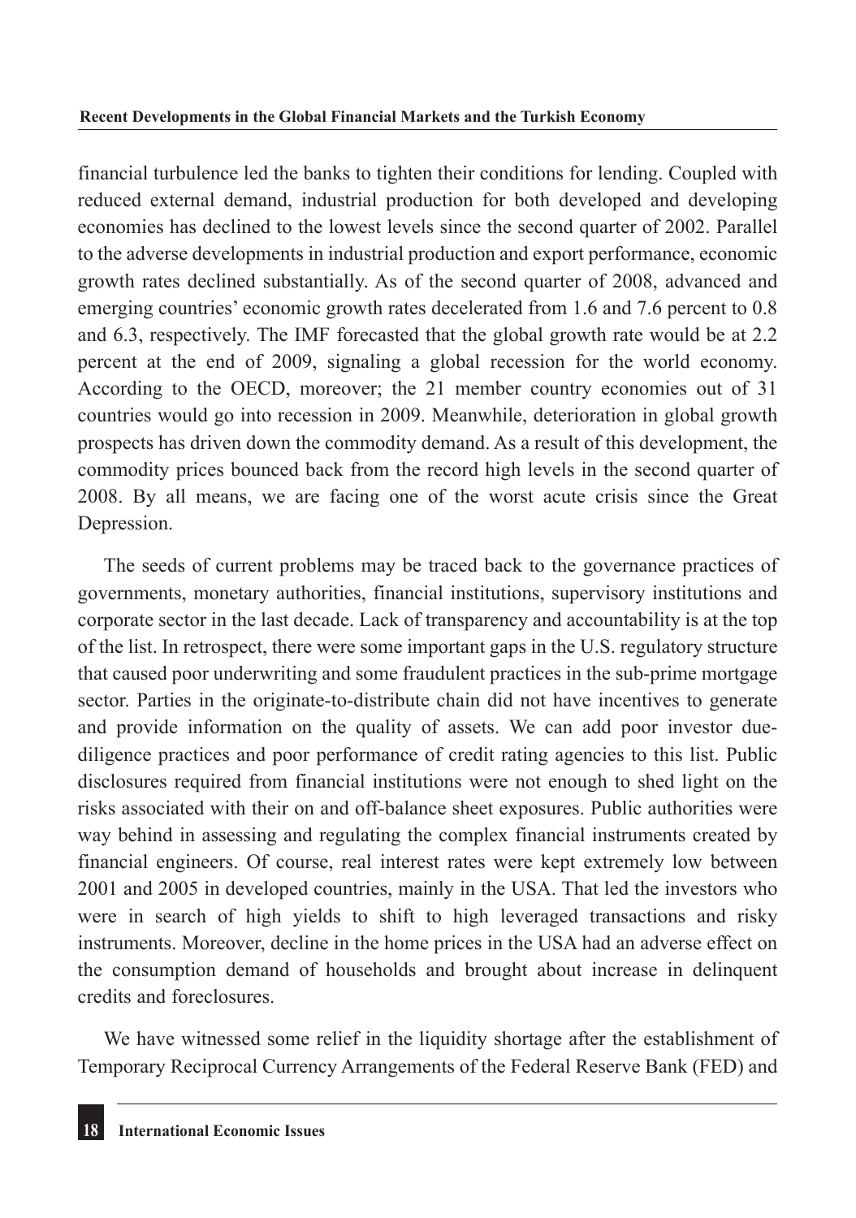financial turbulence led the banks to tighten their conditions for lending. Coupled with reduced external demand, industrial production for both developed and developing economies has declined to the lowest levels since the second quarter of 2002. Parallel to the adverse developments in industrial production and export performance, economic growth rates declined substantially. As of the second quarter of 2008, advanced and emerging countries' economic growth rates decelerated from 1.6 and 7.6 percent to 0.8 and 6.3, respectively. The IMF forecasted that the global growth rate would be at 2.2 percent at the end of 2009, signaling a global recession for the world economy. According to the OECD, moreover; the 21 member country economies out of 31 countries would go into recession in 2009. Meanwhile, deterioration in global growth prospects has driven down the commodity demand. As a result of this development, the commodity prices bounced back from the record high levels in the second quarter of 2008. By all means, we are facing one of the worst acute crisis since the Great Depression.

The seeds of current problems may be traced back to the governance practices of governments, monetary authorities, financial institutions, supervisory institutions and corporate sector in the last decade. Lack of transparency and accountability is at the top of the list. In retrospect, there were some important gaps in the U.S. regulatory structure that caused poor underwriting and some fraudulent practices in the sub-prime mortgage sector. Parties in the originate-to-distribute chain did not have incentives to generate and provide information on the quality of assets. We can add poor investor due-diligence practices and poor performance of credit rating agencies to this list. Public disclosures required from financial institutions were not enough to shed light on the risks associated with their on and off-balance sheet exposures. Public authorities were way behind in assessing and regulating the complex financial instruments created by financial engineers. Of course, real interest rates were kept extremely low between 2001 and 2005 in developed countries, mainly in the USA. That led the investors who were in search of high yields to shift to high leveraged transactions and risky instruments. Moreover, decline in the home prices in the USA had an adverse effect on the consumption demand of households and brought about increase in delinquent credits and foreclosures.

We have witnessed some relief in the liquidity shortage after the establishment of Temporary Reciprocal Currency Arrangements of the Federal Reserve Bank (FED) and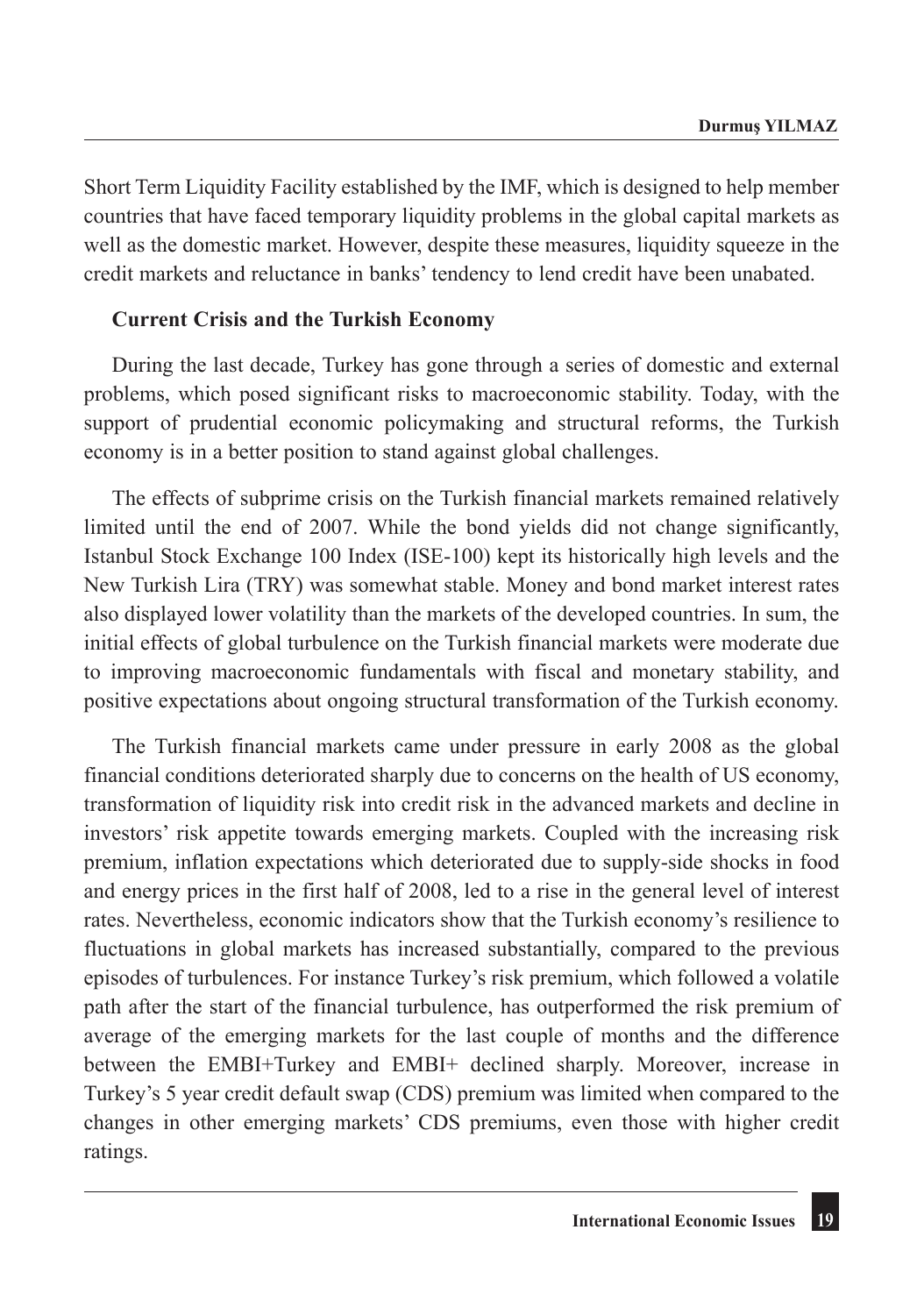Short Term Liquidity Facility established by the IMF, which is designed to help member countries that have faced temporary liquidity problems in the global capital markets as well as the domestic market. However, despite these measures, liquidity squeeze in the credit markets and reluctance in banks' tendency to lend credit have been unabated.

**Current Crisis and the Turkish Economy**

During the last decade, Turkey has gone through a series of domestic and external problems, which posed significant risks to macroeconomic stability. Today, with the support of prudential economic policymaking and structural reforms, the Turkish economy is in a better position to stand against global challenges.

The effects of subprime crisis on the Turkish financial markets remained relatively limited until the end of 2007. While the bond yields did not change significantly, Istanbul Stock Exchange 100 Index (ISE-100) kept its historically high levels and the New Turkish Lira (TRY) was somewhat stable. Money and bond market interest rates also displayed lower volatility than the markets of the developed countries. In sum, the initial effects of global turbulence on the Turkish financial markets were moderate due to improving macroeconomic fundamentals with fiscal and monetary stability, and positive expectations about ongoing structural transformation of the Turkish economy.

The Turkish financial markets came under pressure in early 2008 as the global financial conditions deteriorated sharply due to concerns on the health of US economy, transformation of liquidity risk into credit risk in the advanced markets and decline in investors' risk appetite towards emerging markets. Coupled with the increasing risk premium, inflation expectations which deteriorated due to supply-side shocks in food and energy prices in the first half of 2008, led to a rise in the general level of interest rates. Nevertheless, economic indicators show that the Turkish economy's resilience to fluctuations in global markets has increased substantially, compared to the previous episodes of turbulences. For instance Turkey's risk premium, which followed a volatile path after the start of the financial turbulence, has outperformed the risk premium of average of the emerging markets for the last couple of months and the difference between the EMBI+Turkey and EMBI+ declined sharply. Moreover, increase in Turkey's 5 year credit default swap (CDS) premium was limited when compared to the changes in other emerging markets' CDS premiums, even those with higher credit ratings.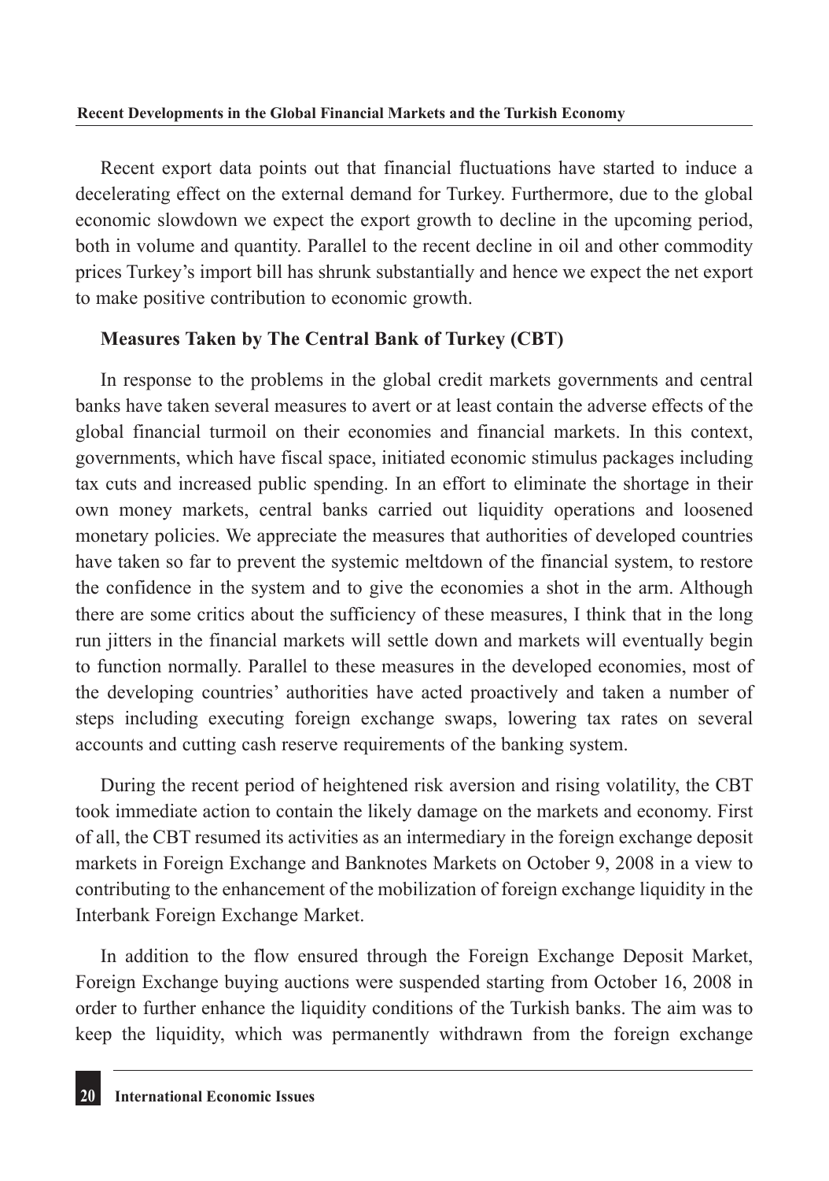Recent export data points out that financial fluctuations have started to induce a decelerating effect on the external demand for Turkey. Furthermore, due to the global economic slowdown we expect the export growth to decline in the upcoming period, both in volume and quantity. Parallel to the recent decline in oil and other commodity prices Turkey's import bill has shrunk substantially and hence we expect the net export to make positive contribution to economic growth.

## Measures Taken by The Central Bank of Turkey (CBT)

In response to the problems in the global credit markets governments and central banks have taken several measures to avert or at least contain the adverse effects of the global financial turmoil on their economies and financial markets. In this context, governments, which have fiscal space, initiated economic stimulus packages including tax cuts and increased public spending. In an effort to eliminate the shortage in their own money markets, central banks carried out liquidity operations and loosened monetary policies. We appreciate the measures that authorities of developed countries have taken so far to prevent the systemic meltdown of the financial system, to restore the confidence in the system and to give the economies a shot in the arm. Although there are some critics about the sufficiency of these measures, I think that in the long run jitters in the financial markets will settle down and markets will eventually begin to function normally. Parallel to these measures in the developed economies, most of the developing countries' authorities have acted proactively and taken a number of steps including executing foreign exchange swaps, lowering tax rates on several accounts and cutting cash reserve requirements of the banking system.

During the recent period of heightened risk aversion and rising volatility, the CBT took immediate action to contain the likely damage on the markets and economy. First of all, the CBT resumed its activities as an intermediary in the foreign exchange deposit markets in Foreign Exchange and Banknotes Markets on October 9, 2008 in a view to contributing to the enhancement of the mobilization of foreign exchange liquidity in the Interbank Foreign Exchange Market.

In addition to the flow ensured through the Foreign Exchange Deposit Market, Foreign Exchange buying auctions were suspended starting from October 16, 2008 in order to further enhance the liquidity conditions of the Turkish banks. The aim was to keep the liquidity, which was permanently withdrawn from the foreign exchange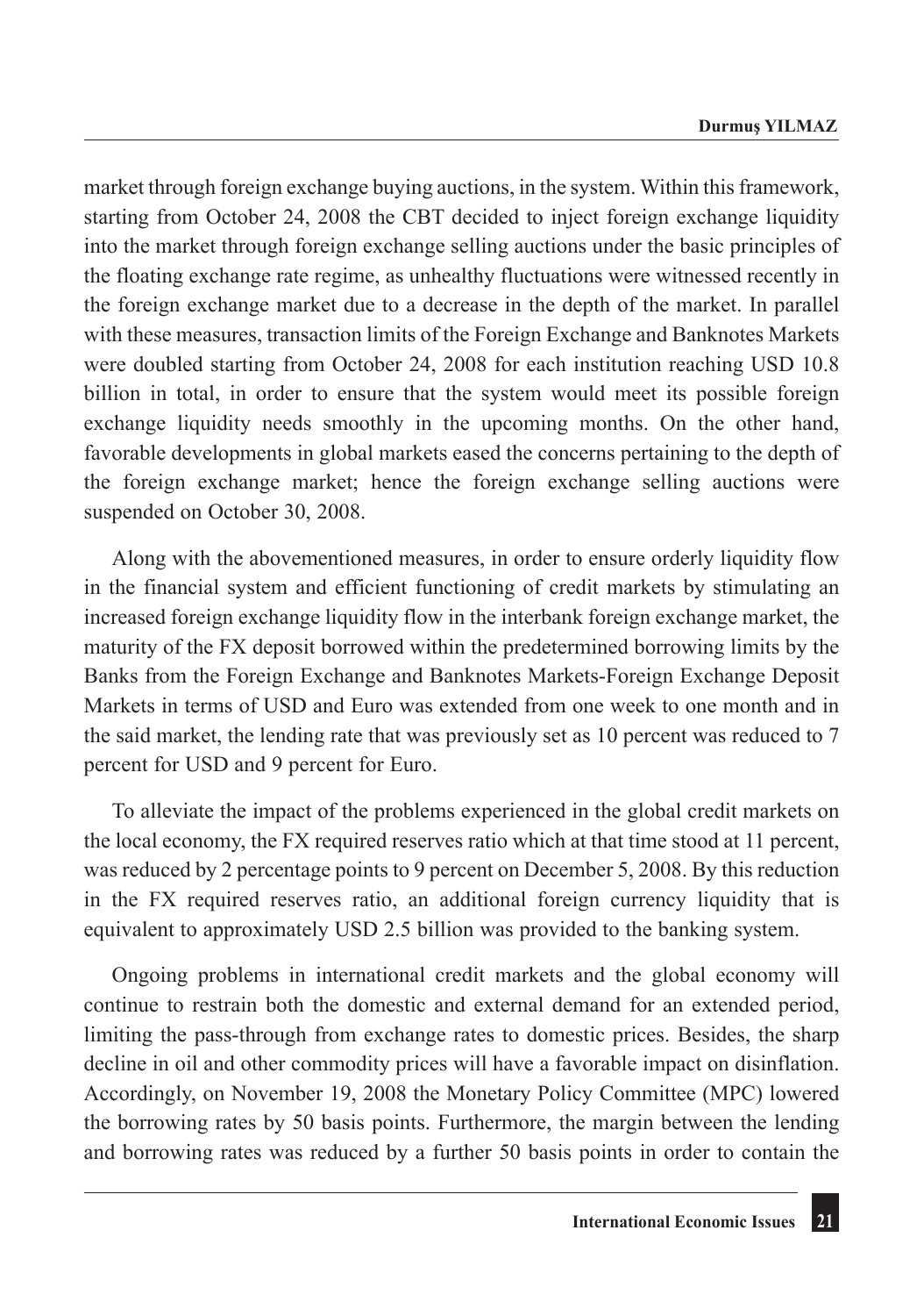market through foreign exchange buying auctions, in the system. Within this framework, starting from October 24, 2008 the CBT decided to inject foreign exchange liquidity into the market through foreign exchange selling auctions under the basic principles of the floating exchange rate regime, as unhealthy fluctuations were witnessed recently in the foreign exchange market due to a decrease in the depth of the market. In parallel with these measures, transaction limits of the Foreign Exchange and Banknotes Markets were doubled starting from October 24, 2008 for each institution reaching USD 10.8 billion in total, in order to ensure that the system would meet its possible foreign exchange liquidity needs smoothly in the upcoming months. On the other hand, favorable developments in global markets eased the concerns pertaining to the depth of the foreign exchange market; hence the foreign exchange selling auctions were suspended on October 30, 2008.

Along with the abovementioned measures, in order to ensure orderly liquidity flow in the financial system and efficient functioning of credit markets by stimulating an increased foreign exchange liquidity flow in the interbank foreign exchange market, the maturity of the FX deposit borrowed within the predetermined borrowing limits by the Banks from the Foreign Exchange and Banknotes Markets-Foreign Exchange Deposit Markets in terms of USD and Euro was extended from one week to one month and in the said market, the lending rate that was previously set as 10 percent was reduced to 7 percent for USD and 9 percent for Euro.

To alleviate the impact of the problems experienced in the global credit markets on the local economy, the FX required reserves ratio which at that time stood at 11 percent, was reduced by 2 percentage points to 9 percent on December 5, 2008. By this reduction in the FX required reserves ratio, an additional foreign currency liquidity that is equivalent to approximately USD 2.5 billion was provided to the banking system.

Ongoing problems in international credit markets and the global economy will continue to restrain both the domestic and external demand for an extended period, limiting the pass-through from exchange rates to domestic prices. Besides, the sharp decline in oil and other commodity prices will have a favorable impact on disinflation. Accordingly, on November 19, 2008 the Monetary Policy Committee (MPC) lowered the borrowing rates by 50 basis points. Furthermore, the margin between the lending and borrowing rates was reduced by a further 50 basis points in order to contain the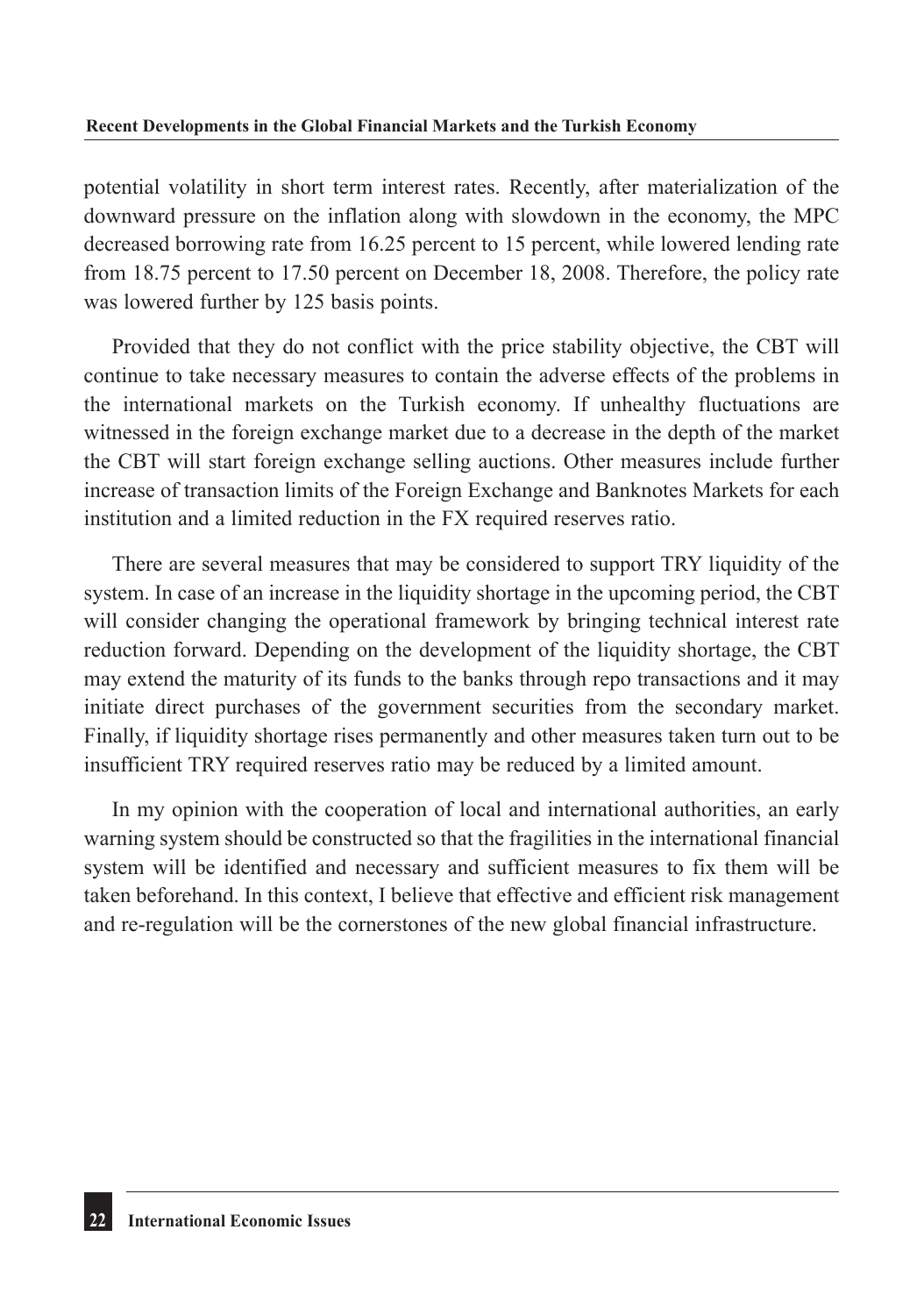potential volatility in short term interest rates. Recently, after materialization of the downward pressure on the inflation along with slowdown in the economy, the MPC decreased borrowing rate from 16.25 percent to 15 percent, while lowered lending rate from 18.75 percent to 17.50 percent on December 18, 2008. Therefore, the policy rate was lowered further by 125 basis points.

Provided that they do not conflict with the price stability objective, the CBT will continue to take necessary measures to contain the adverse effects of the problems in the international markets on the Turkish economy. If unhealthy fluctuations are witnessed in the foreign exchange market due to a decrease in the depth of the market the CBT will start foreign exchange selling auctions. Other measures include further increase of transaction limits of the Foreign Exchange and Banknotes Markets for each institution and a limited reduction in the FX required reserves ratio.

There are several measures that may be considered to support TRY liquidity of the system. In case of an increase in the liquidity shortage in the upcoming period, the CBT will consider changing the operational framework by bringing technical interest rate reduction forward. Depending on the development of the liquidity shortage, the CBT may extend the maturity of its funds to the banks through repo transactions and it may initiate direct purchases of the government securities from the secondary market. Finally, if liquidity shortage rises permanently and other measures taken turn out to be insufficient TRY required reserves ratio may be reduced by a limited amount.

In my opinion with the cooperation of local and international authorities, an early warning system should be constructed so that the fragilities in the international financial system will be identified and necessary and sufficient measures to fix them will be taken beforehand. In this context, I believe that effective and efficient risk management and re-regulation will be the cornerstones of the new global financial infrastructure.